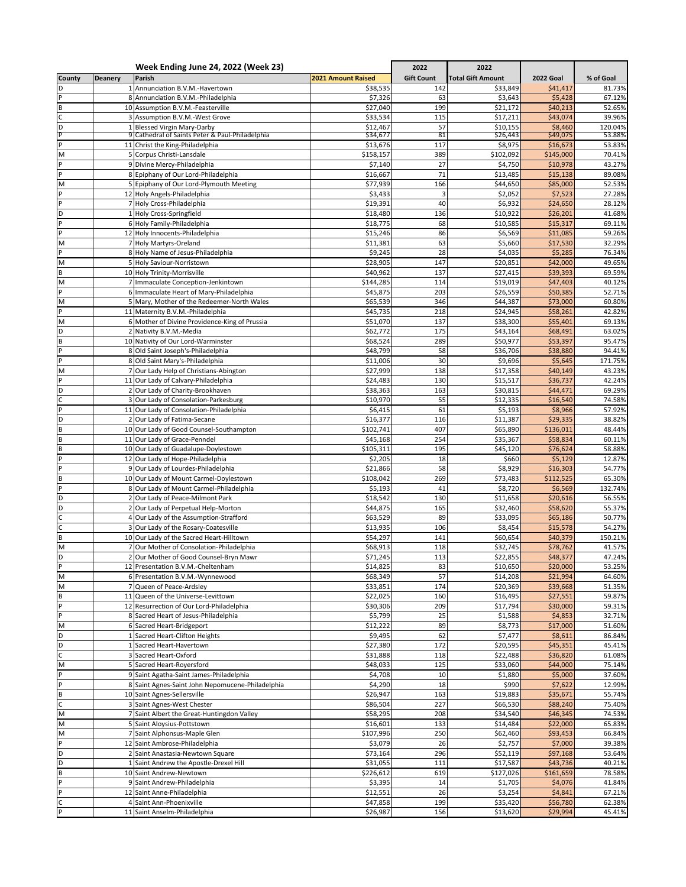| Week Ending June 24, 2022 (Week 23) | | | | 2022 | 2022 | | |
|---|---|---|---|---|---|---|---|
| County | Deanery | Parish | 2021 Amount Raised | Gift Count | Total Gift Amount | 2022 Goal | % of Goal |
| D | 1 | Annunciation B.V.M.-Havertown | $38,535 | 142 | $33,849 | $41,417 | 81.73% |
| P | 8 | Annunciation B.V.M.-Philadelphia | $7,326 | 63 | $3,643 | $5,428 | 67.12% |
| B | 10 | Assumption B.V.M.-Feasterville | $27,040 | 199 | $21,172 | $40,213 | 52.65% |
| C | 3 | Assumption B.V.M.-West Grove | $33,534 | 115 | $17,211 | $43,074 | 39.96% |
| D | 1 | Blessed Virgin Mary-Darby | $12,467 | 57 | $10,155 | $8,460 | 120.04% |
| P | 9 | Cathedral of Saints Peter & Paul-Philadelphia | $34,677 | 81 | $26,443 | $49,075 | 53.88% |
| P | 11 | Christ the King-Philadelphia | $13,676 | 117 | $8,975 | $16,673 | 53.83% |
| M | 5 | Corpus Christi-Lansdale | $158,157 | 389 | $102,092 | $145,000 | 70.41% |
| P | 9 | Divine Mercy-Philadelphia | $7,140 | 27 | $4,750 | $10,978 | 43.27% |
| P | 8 | Epiphany of Our Lord-Philadelphia | $16,667 | 71 | $13,485 | $15,138 | 89.08% |
| M | 5 | Epiphany of Our Lord-Plymouth Meeting | $77,939 | 166 | $44,650 | $85,000 | 52.53% |
| P | 12 | Holy Angels-Philadelphia | $3,433 | 3 | $2,052 | $7,523 | 27.28% |
| P | 7 | Holy Cross-Philadelphia | $19,391 | 40 | $6,932 | $24,650 | 28.12% |
| D | 1 | Holy Cross-Springfield | $18,480 | 136 | $10,922 | $26,201 | 41.68% |
| P | 6 | Holy Family-Philadelphia | $18,775 | 68 | $10,585 | $15,317 | 69.11% |
| P | 12 | Holy Innocents-Philadelphia | $15,246 | 86 | $6,569 | $11,085 | 59.26% |
| M | 7 | Holy Martyrs-Oreland | $11,381 | 63 | $5,660 | $17,530 | 32.29% |
| P | 8 | Holy Name of Jesus-Philadelphia | $9,245 | 28 | $4,035 | $5,285 | 76.34% |
| M | 5 | Holy Saviour-Norristown | $28,905 | 147 | $20,851 | $42,000 | 49.65% |
| B | 10 | Holy Trinity-Morrisville | $40,962 | 137 | $27,415 | $39,393 | 69.59% |
| M | 7 | Immaculate Conception-Jenkintown | $144,285 | 114 | $19,019 | $47,403 | 40.12% |
| P | 6 | Immaculate Heart of Mary-Philadelphia | $45,875 | 203 | $26,559 | $50,385 | 52.71% |
| M | 5 | Mary, Mother of the Redeemer-North Wales | $65,539 | 346 | $44,387 | $73,000 | 60.80% |
| P | 11 | Maternity B.V.M.-Philadelphia | $45,735 | 218 | $24,945 | $58,261 | 42.82% |
| M | 6 | Mother of Divine Providence-King of Prussia | $51,070 | 137 | $38,300 | $55,401 | 69.13% |
| D | 2 | Nativity B.V.M.-Media | $62,772 | 175 | $43,164 | $68,491 | 63.02% |
| B | 10 | Nativity of Our Lord-Warminster | $68,524 | 289 | $50,977 | $53,397 | 95.47% |
| P | 8 | Old Saint Joseph's-Philadelphia | $48,799 | 58 | $36,706 | $38,880 | 94.41% |
| P | 8 | Old Saint Mary's-Philadelphia | $11,006 | 30 | $9,696 | $5,645 | 171.75% |
| M | 7 | Our Lady Help of Christians-Abington | $27,999 | 138 | $17,358 | $40,149 | 43.23% |
| P | 11 | Our Lady of Calvary-Philadelphia | $24,483 | 130 | $15,517 | $36,737 | 42.24% |
| D | 2 | Our Lady of Charity-Brookhaven | $38,363 | 163 | $30,815 | $44,471 | 69.29% |
| C | 3 | Our Lady of Consolation-Parkesburg | $10,970 | 55 | $12,335 | $16,540 | 74.58% |
| P | 11 | Our Lady of Consolation-Philadelphia | $6,415 | 61 | $5,193 | $8,966 | 57.92% |
| D | 2 | Our Lady of Fatima-Secane | $16,377 | 116 | $11,387 | $29,335 | 38.82% |
| B | 10 | Our Lady of Good Counsel-Southampton | $102,741 | 407 | $65,890 | $136,011 | 48.44% |
| B | 11 | Our Lady of Grace-Penndel | $45,168 | 254 | $35,367 | $58,834 | 60.11% |
| B | 10 | Our Lady of Guadalupe-Doylestown | $105,311 | 195 | $45,120 | $76,624 | 58.88% |
| P | 12 | Our Lady of Hope-Philadelphia | $2,205 | 18 | $660 | $5,129 | 12.87% |
| P | 9 | Our Lady of Lourdes-Philadelphia | $21,866 | 58 | $8,929 | $16,303 | 54.77% |
| B | 10 | Our Lady of Mount Carmel-Doylestown | $108,042 | 269 | $73,483 | $112,525 | 65.30% |
| P | 8 | Our Lady of Mount Carmel-Philadelphia | $5,193 | 41 | $8,720 | $6,569 | 132.74% |
| D | 2 | Our Lady of Peace-Milmont Park | $18,542 | 130 | $11,658 | $20,616 | 56.55% |
| D | 2 | Our Lady of Perpetual Help-Morton | $44,875 | 165 | $32,460 | $58,620 | 55.37% |
| C | 4 | Our Lady of the Assumption-Strafford | $63,529 | 89 | $33,095 | $65,186 | 50.77% |
| C | 3 | Our Lady of the Rosary-Coatesville | $13,935 | 106 | $8,454 | $15,578 | 54.27% |
| B | 10 | Our Lady of the Sacred Heart-Hilltown | $54,297 | 141 | $60,654 | $40,379 | 150.21% |
| M | 7 | Our Mother of Consolation-Philadelphia | $68,913 | 118 | $32,745 | $78,762 | 41.57% |
| D | 2 | Our Mother of Good Counsel-Bryn Mawr | $71,245 | 113 | $22,855 | $48,377 | 47.24% |
| P | 12 | Presentation B.V.M.-Cheltenham | $14,825 | 83 | $10,650 | $20,000 | 53.25% |
| M | 6 | Presentation B.V.M.-Wynnewood | $68,349 | 57 | $14,208 | $21,994 | 64.60% |
| M | 7 | Queen of Peace-Ardsley | $33,851 | 174 | $20,369 | $39,668 | 51.35% |
| B | 11 | Queen of the Universe-Levittown | $22,025 | 160 | $16,495 | $27,551 | 59.87% |
| P | 12 | Resurrection of Our Lord-Philadelphia | $30,306 | 209 | $17,794 | $30,000 | 59.31% |
| P | 8 | Sacred Heart of Jesus-Philadelphia | $5,799 | 25 | $1,588 | $4,853 | 32.71% |
| M | 6 | Sacred Heart-Bridgeport | $12,222 | 89 | $8,773 | $17,000 | 51.60% |
| D | 1 | Sacred Heart-Clifton Heights | $9,495 | 62 | $7,477 | $8,611 | 86.84% |
| D | 1 | Sacred Heart-Havertown | $27,380 | 172 | $20,595 | $45,351 | 45.41% |
| C | 3 | Sacred Heart-Oxford | $31,888 | 118 | $22,488 | $36,820 | 61.08% |
| M | 5 | Sacred Heart-Royersford | $48,033 | 125 | $33,060 | $44,000 | 75.14% |
| P | 9 | Saint Agatha-Saint James-Philadelphia | $4,708 | 10 | $1,880 | $5,000 | 37.60% |
| P | 8 | Saint Agnes-Saint John Nepomucene-Philadelphia | $4,290 | 18 | $990 | $7,622 | 12.99% |
| B | 10 | Saint Agnes-Sellersville | $26,947 | 163 | $19,883 | $35,671 | 55.74% |
| C | 3 | Saint Agnes-West Chester | $86,504 | 227 | $66,530 | $88,240 | 75.40% |
| M | 7 | Saint Albert the Great-Huntingdon Valley | $58,295 | 208 | $34,540 | $46,345 | 74.53% |
| M | 5 | Saint Aloysius-Pottstown | $16,601 | 133 | $14,484 | $22,000 | 65.83% |
| M | 7 | Saint Alphonsus-Maple Glen | $107,996 | 250 | $62,460 | $93,453 | 66.84% |
| P | 12 | Saint Ambrose-Philadelphia | $3,079 | 26 | $2,757 | $7,000 | 39.38% |
| D | 2 | Saint Anastasia-Newtown Square | $73,164 | 296 | $52,119 | $97,168 | 53.64% |
| D | 1 | Saint Andrew the Apostle-Drexel Hill | $31,055 | 111 | $17,587 | $43,736 | 40.21% |
| B | 10 | Saint Andrew-Newtown | $226,612 | 619 | $127,026 | $161,659 | 78.58% |
| P | 9 | Saint Andrew-Philadelphia | $3,395 | 14 | $1,705 | $4,076 | 41.84% |
| P | 12 | Saint Anne-Philadelphia | $12,551 | 26 | $3,254 | $4,841 | 67.21% |
| C | 4 | Saint Ann-Phoenixville | $47,858 | 199 | $35,420 | $56,780 | 62.38% |
| P | 11 | Saint Anselm-Philadelphia | $26,987 | 156 | $13,620 | $29,994 | 45.41% |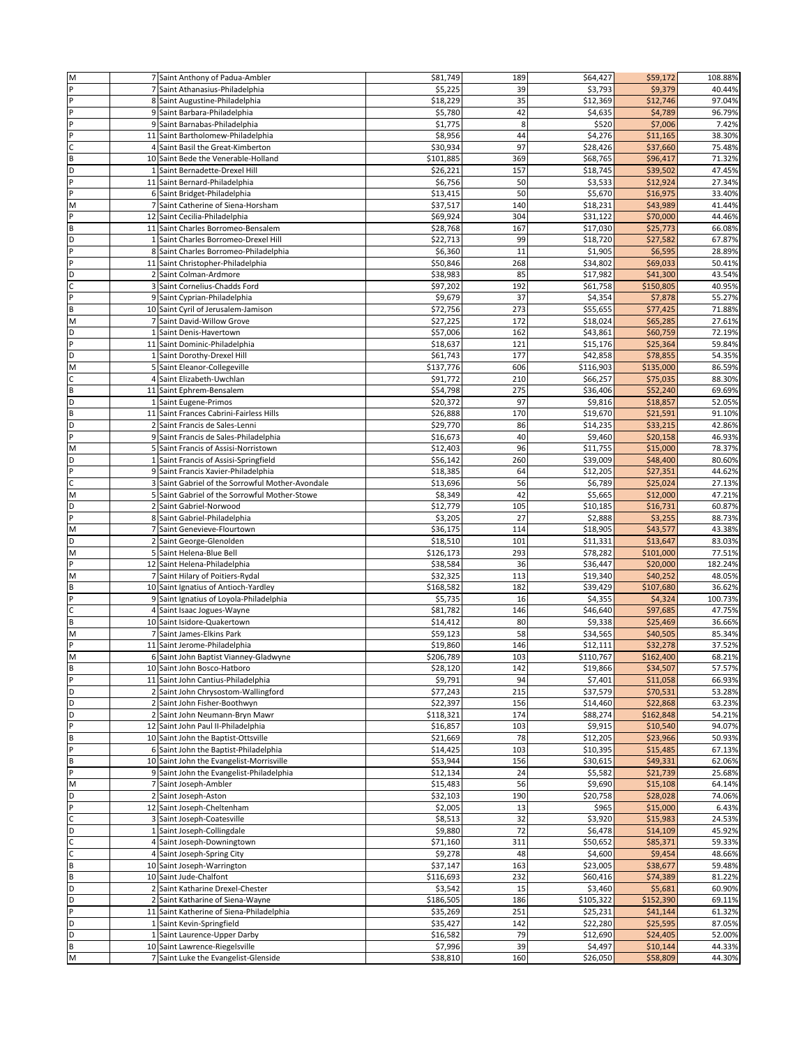| | | | | | | | |
|---|---|---|---|---|---|---|---|
| M | 7 | Saint Anthony of Padua-Ambler | $81,749 | 189 | $64,427 | $59,172 | 108.88% |
| P | 7 | Saint Athanasius-Philadelphia | $5,225 | 39 | $3,793 | $9,379 | 40.44% |
| P | 8 | Saint Augustine-Philadelphia | $18,229 | 35 | $12,369 | $12,746 | 97.04% |
| P | 9 | Saint Barbara-Philadelphia | $5,780 | 42 | $4,635 | $4,789 | 96.79% |
| P | 9 | Saint Barnabas-Philadelphia | $1,775 | 8 | $520 | $7,006 | 7.42% |
| P | 11 | Saint Bartholomew-Philadelphia | $8,956 | 44 | $4,276 | $11,165 | 38.30% |
| C | 4 | Saint Basil the Great-Kimberton | $30,934 | 97 | $28,426 | $37,660 | 75.48% |
| B | 10 | Saint Bede the Venerable-Holland | $101,885 | 369 | $68,765 | $96,417 | 71.32% |
| D | 1 | Saint Bernadette-Drexel Hill | $26,221 | 157 | $18,745 | $39,502 | 47.45% |
| P | 11 | Saint Bernard-Philadelphia | $6,756 | 50 | $3,533 | $12,924 | 27.34% |
| P | 6 | Saint Bridget-Philadelphia | $13,415 | 50 | $5,670 | $16,975 | 33.40% |
| M | 7 | Saint Catherine of Siena-Horsham | $37,517 | 140 | $18,231 | $43,989 | 41.44% |
| P | 12 | Saint Cecilia-Philadelphia | $69,924 | 304 | $31,122 | $70,000 | 44.46% |
| B | 11 | Saint Charles Borromeo-Bensalem | $28,768 | 167 | $17,030 | $25,773 | 66.08% |
| D | 1 | Saint Charles Borromeo-Drexel Hill | $22,713 | 99 | $18,720 | $27,582 | 67.87% |
| P | 8 | Saint Charles Borromeo-Philadelphia | $6,360 | 11 | $1,905 | $6,595 | 28.89% |
| P | 11 | Saint Christopher-Philadelphia | $50,846 | 268 | $34,802 | $69,033 | 50.41% |
| D | 2 | Saint Colman-Ardmore | $38,983 | 85 | $17,982 | $41,300 | 43.54% |
| C | 3 | Saint Cornelius-Chadds Ford | $97,202 | 192 | $61,758 | $150,805 | 40.95% |
| P | 9 | Saint Cyprian-Philadelphia | $9,679 | 37 | $4,354 | $7,878 | 55.27% |
| B | 10 | Saint Cyril of Jerusalem-Jamison | $72,756 | 273 | $55,655 | $77,425 | 71.88% |
| M | 7 | Saint David-Willow Grove | $27,225 | 172 | $18,024 | $65,285 | 27.61% |
| D | 1 | Saint Denis-Havertown | $57,006 | 162 | $43,861 | $60,759 | 72.19% |
| P | 11 | Saint Dominic-Philadelphia | $18,637 | 121 | $15,176 | $25,364 | 59.84% |
| D | 1 | Saint Dorothy-Drexel Hill | $61,743 | 177 | $42,858 | $78,855 | 54.35% |
| M | 5 | Saint Eleanor-Collegeville | $137,776 | 606 | $116,903 | $135,000 | 86.59% |
| C | 4 | Saint Elizabeth-Uwchlan | $91,772 | 210 | $66,257 | $75,035 | 88.30% |
| B | 11 | Saint Ephrem-Bensalem | $54,798 | 275 | $36,406 | $52,240 | 69.69% |
| D | 1 | Saint Eugene-Primos | $20,372 | 97 | $9,816 | $18,857 | 52.05% |
| B | 11 | Saint Frances Cabrini-Fairless Hills | $26,888 | 170 | $19,670 | $21,591 | 91.10% |
| D | 2 | Saint Francis de Sales-Lenni | $29,770 | 86 | $14,235 | $33,215 | 42.86% |
| P | 9 | Saint Francis de Sales-Philadelphia | $16,673 | 40 | $9,460 | $20,158 | 46.93% |
| M | 5 | Saint Francis of Assisi-Norristown | $12,403 | 96 | $11,755 | $15,000 | 78.37% |
| D | 1 | Saint Francis of Assisi-Springfield | $56,142 | 260 | $39,009 | $48,400 | 80.60% |
| P | 9 | Saint Francis Xavier-Philadelphia | $18,385 | 64 | $12,205 | $27,351 | 44.62% |
| C | 3 | Saint Gabriel of the Sorrowful Mother-Avondale | $13,696 | 56 | $6,789 | $25,024 | 27.13% |
| M | 5 | Saint Gabriel of the Sorrowful Mother-Stowe | $8,349 | 42 | $5,665 | $12,000 | 47.21% |
| D | 2 | Saint Gabriel-Norwood | $12,779 | 105 | $10,185 | $16,731 | 60.87% |
| P | 8 | Saint Gabriel-Philadelphia | $3,205 | 27 | $2,888 | $3,255 | 88.73% |
| M | 7 | Saint Genevieve-Flourtown | $36,175 | 114 | $18,905 | $43,577 | 43.38% |
| D | 2 | Saint George-Glenolden | $18,510 | 101 | $11,331 | $13,647 | 83.03% |
| M | 5 | Saint Helena-Blue Bell | $126,173 | 293 | $78,282 | $101,000 | 77.51% |
| P | 12 | Saint Helena-Philadelphia | $38,584 | 36 | $36,447 | $20,000 | 182.24% |
| M | 7 | Saint Hilary of Poitiers-Rydal | $32,325 | 113 | $19,340 | $40,252 | 48.05% |
| B | 10 | Saint Ignatius of Antioch-Yardley | $168,582 | 182 | $39,429 | $107,680 | 36.62% |
| P | 9 | Saint Ignatius of Loyola-Philadelphia | $5,735 | 16 | $4,355 | $4,324 | 100.73% |
| C | 4 | Saint Isaac Jogues-Wayne | $81,782 | 146 | $46,640 | $97,685 | 47.75% |
| B | 10 | Saint Isidore-Quakertown | $14,412 | 80 | $9,338 | $25,469 | 36.66% |
| M | 7 | Saint James-Elkins Park | $59,123 | 58 | $34,565 | $40,505 | 85.34% |
| P | 11 | Saint Jerome-Philadelphia | $19,860 | 146 | $12,111 | $32,278 | 37.52% |
| M | 6 | Saint John Baptist Vianney-Gladwyne | $206,789 | 103 | $110,767 | $162,400 | 68.21% |
| B | 10 | Saint John Bosco-Hatboro | $28,120 | 142 | $19,866 | $34,507 | 57.57% |
| P | 11 | Saint John Cantius-Philadelphia | $9,791 | 94 | $7,401 | $11,058 | 66.93% |
| D | 2 | Saint John Chrysostom-Wallingford | $77,243 | 215 | $37,579 | $70,531 | 53.28% |
| D | 2 | Saint John Fisher-Boothwyn | $22,397 | 156 | $14,460 | $22,868 | 63.23% |
| D | 2 | Saint John Neumann-Bryn Mawr | $118,321 | 174 | $88,274 | $162,848 | 54.21% |
| P | 12 | Saint John Paul II-Philadelphia | $16,857 | 103 | $9,915 | $10,540 | 94.07% |
| B | 10 | Saint John the Baptist-Ottsville | $21,669 | 78 | $12,205 | $23,966 | 50.93% |
| P | 6 | Saint John the Baptist-Philadelphia | $14,425 | 103 | $10,395 | $15,485 | 67.13% |
| B | 10 | Saint John the Evangelist-Morrisville | $53,944 | 156 | $30,615 | $49,331 | 62.06% |
| P | 9 | Saint John the Evangelist-Philadelphia | $12,134 | 24 | $5,582 | $21,739 | 25.68% |
| M | 7 | Saint Joseph-Ambler | $15,483 | 56 | $9,690 | $15,108 | 64.14% |
| D | 2 | Saint Joseph-Aston | $32,103 | 190 | $20,758 | $28,028 | 74.06% |
| P | 12 | Saint Joseph-Cheltenham | $2,005 | 13 | $965 | $15,000 | 6.43% |
| C | 3 | Saint Joseph-Coatesville | $8,513 | 32 | $3,920 | $15,983 | 24.53% |
| D | 1 | Saint Joseph-Collingdale | $9,880 | 72 | $6,478 | $14,109 | 45.92% |
| C | 4 | Saint Joseph-Downingtown | $71,160 | 311 | $50,652 | $85,371 | 59.33% |
| C | 4 | Saint Joseph-Spring City | $9,278 | 48 | $4,600 | $9,454 | 48.66% |
| B | 10 | Saint Joseph-Warrington | $37,147 | 163 | $23,005 | $38,677 | 59.48% |
| B | 10 | Saint Jude-Chalfont | $116,693 | 232 | $60,416 | $74,389 | 81.22% |
| D | 2 | Saint Katharine Drexel-Chester | $3,542 | 15 | $3,460 | $5,681 | 60.90% |
| D | 2 | Saint Katharine of Siena-Wayne | $186,505 | 186 | $105,322 | $152,390 | 69.11% |
| P | 11 | Saint Katherine of Siena-Philadelphia | $35,269 | 251 | $25,231 | $41,144 | 61.32% |
| D | 1 | Saint Kevin-Springfield | $35,427 | 142 | $22,280 | $25,595 | 87.05% |
| D | 1 | Saint Laurence-Upper Darby | $16,582 | 79 | $12,690 | $24,405 | 52.00% |
| B | 10 | Saint Lawrence-Riegelsville | $7,996 | 39 | $4,497 | $10,144 | 44.33% |
| M | 7 | Saint Luke the Evangelist-Glenside | $38,810 | 160 | $26,050 | $58,809 | 44.30% |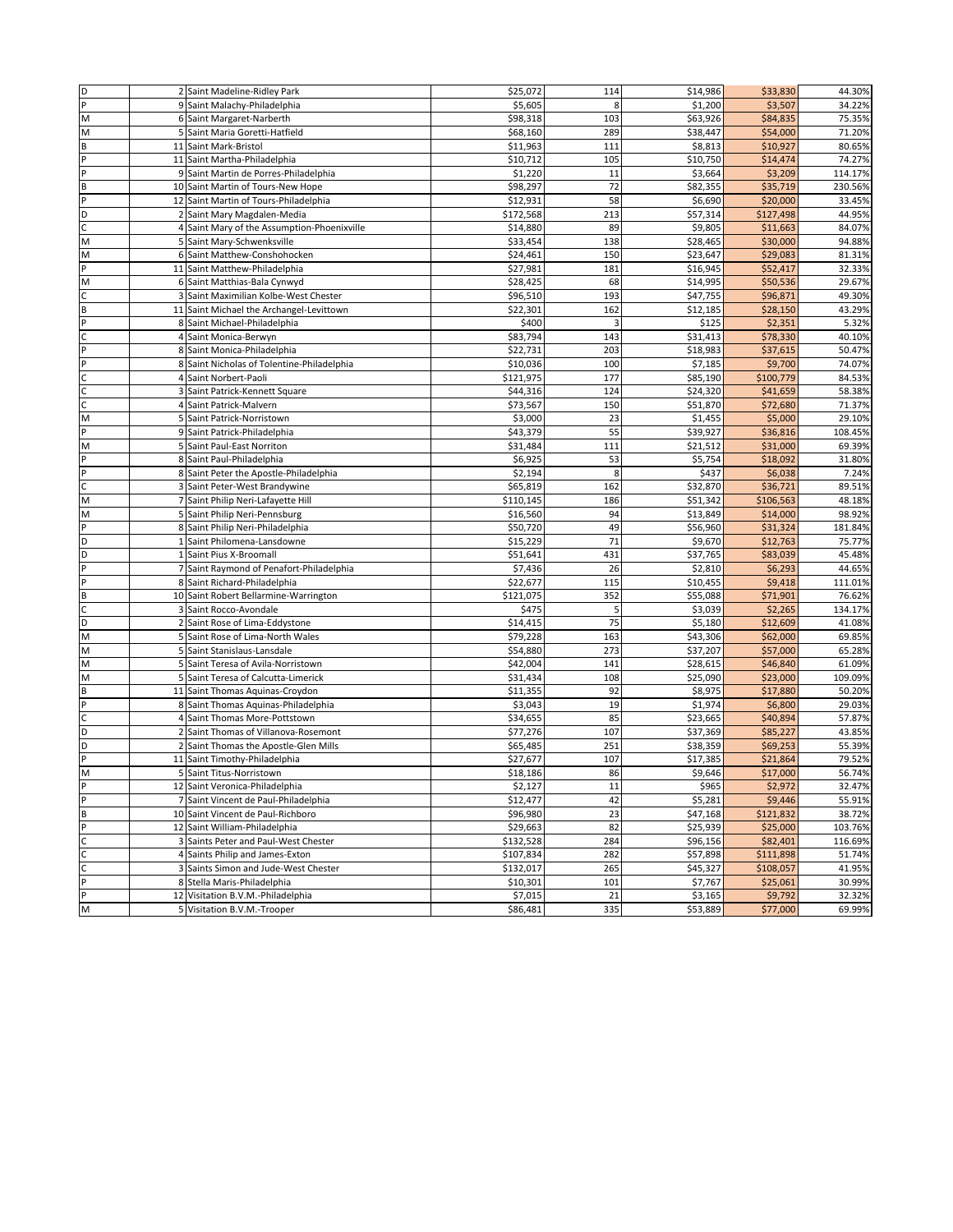| | | | | | | | |
|---|---|---|---|---|---|---|---|
| D | 2 | Saint Madeline-Ridley Park | $25,072 | 114 | $14,986 | $33,830 | 44.30% |
| P | 9 | Saint Malachy-Philadelphia | $5,605 | 8 | $1,200 | $3,507 | 34.22% |
| M | 6 | Saint Margaret-Narberth | $98,318 | 103 | $63,926 | $84,835 | 75.35% |
| M | 5 | Saint Maria Goretti-Hatfield | $68,160 | 289 | $38,447 | $54,000 | 71.20% |
| B | 11 | Saint Mark-Bristol | $11,963 | 111 | $8,813 | $10,927 | 80.65% |
| P | 11 | Saint Martha-Philadelphia | $10,712 | 105 | $10,750 | $14,474 | 74.27% |
| P | 9 | Saint Martin de Porres-Philadelphia | $1,220 | 11 | $3,664 | $3,209 | 114.17% |
| B | 10 | Saint Martin of Tours-New Hope | $98,297 | 72 | $82,355 | $35,719 | 230.56% |
| P | 12 | Saint Martin of Tours-Philadelphia | $12,931 | 58 | $6,690 | $20,000 | 33.45% |
| D | 2 | Saint Mary Magdalen-Media | $172,568 | 213 | $57,314 | $127,498 | 44.95% |
| C | 4 | Saint Mary of the Assumption-Phoenixville | $14,880 | 89 | $9,805 | $11,663 | 84.07% |
| M | 5 | Saint Mary-Schwenksville | $33,454 | 138 | $28,465 | $30,000 | 94.88% |
| M | 6 | Saint Matthew-Conshohocken | $24,461 | 150 | $23,647 | $29,083 | 81.31% |
| P | 11 | Saint Matthew-Philadelphia | $27,981 | 181 | $16,945 | $52,417 | 32.33% |
| M | 6 | Saint Matthias-Bala Cynwyd | $28,425 | 68 | $14,995 | $50,536 | 29.67% |
| C | 3 | Saint Maximilian Kolbe-West Chester | $96,510 | 193 | $47,755 | $96,871 | 49.30% |
| B | 11 | Saint Michael the Archangel-Levittown | $22,301 | 162 | $12,185 | $28,150 | 43.29% |
| P | 8 | Saint Michael-Philadelphia | $400 | 3 | $125 | $2,351 | 5.32% |
| C | 4 | Saint Monica-Berwyn | $83,794 | 143 | $31,413 | $78,330 | 40.10% |
| P | 8 | Saint Monica-Philadelphia | $22,731 | 203 | $18,983 | $37,615 | 50.47% |
| P | 8 | Saint Nicholas of Tolentine-Philadelphia | $10,036 | 100 | $7,185 | $9,700 | 74.07% |
| C | 4 | Saint Norbert-Paoli | $121,975 | 177 | $85,190 | $100,779 | 84.53% |
| C | 3 | Saint Patrick-Kennett Square | $44,316 | 124 | $24,320 | $41,659 | 58.38% |
| C | 4 | Saint Patrick-Malvern | $73,567 | 150 | $51,870 | $72,680 | 71.37% |
| M | 5 | Saint Patrick-Norristown | $3,000 | 23 | $1,455 | $5,000 | 29.10% |
| P | 9 | Saint Patrick-Philadelphia | $43,379 | 55 | $39,927 | $36,816 | 108.45% |
| M | 5 | Saint Paul-East Norriton | $31,484 | 111 | $21,512 | $31,000 | 69.39% |
| P | 8 | Saint Paul-Philadelphia | $6,925 | 53 | $5,754 | $18,092 | 31.80% |
| P | 8 | Saint Peter the Apostle-Philadelphia | $2,194 | 8 | $437 | $6,038 | 7.24% |
| C | 3 | Saint Peter-West Brandywine | $65,819 | 162 | $32,870 | $36,721 | 89.51% |
| M | 7 | Saint Philip Neri-Lafayette Hill | $110,145 | 186 | $51,342 | $106,563 | 48.18% |
| M | 5 | Saint Philip Neri-Pennsburg | $16,560 | 94 | $13,849 | $14,000 | 98.92% |
| P | 8 | Saint Philip Neri-Philadelphia | $50,720 | 49 | $56,960 | $31,324 | 181.84% |
| D | 1 | Saint Philomena-Lansdowne | $15,229 | 71 | $9,670 | $12,763 | 75.77% |
| D | 1 | Saint Pius X-Broomall | $51,641 | 431 | $37,765 | $83,039 | 45.48% |
| P | 7 | Saint Raymond of Penafort-Philadelphia | $7,436 | 26 | $2,810 | $6,293 | 44.65% |
| P | 8 | Saint Richard-Philadelphia | $22,677 | 115 | $10,455 | $9,418 | 111.01% |
| B | 10 | Saint Robert Bellarmine-Warrington | $121,075 | 352 | $55,088 | $71,901 | 76.62% |
| C | 3 | Saint Rocco-Avondale | $475 | 5 | $3,039 | $2,265 | 134.17% |
| D | 2 | Saint Rose of Lima-Eddystone | $14,415 | 75 | $5,180 | $12,609 | 41.08% |
| M | 5 | Saint Rose of Lima-North Wales | $79,228 | 163 | $43,306 | $62,000 | 69.85% |
| M | 5 | Saint Stanislaus-Lansdale | $54,880 | 273 | $37,207 | $57,000 | 65.28% |
| M | 5 | Saint Teresa of Avila-Norristown | $42,004 | 141 | $28,615 | $46,840 | 61.09% |
| M | 5 | Saint Teresa of Calcutta-Limerick | $31,434 | 108 | $25,090 | $23,000 | 109.09% |
| B | 11 | Saint Thomas Aquinas-Croydon | $11,355 | 92 | $8,975 | $17,880 | 50.20% |
| P | 8 | Saint Thomas Aquinas-Philadelphia | $3,043 | 19 | $1,974 | $6,800 | 29.03% |
| C | 4 | Saint Thomas More-Pottstown | $34,655 | 85 | $23,665 | $40,894 | 57.87% |
| D | 2 | Saint Thomas of Villanova-Rosemont | $77,276 | 107 | $37,369 | $85,227 | 43.85% |
| D | 2 | Saint Thomas the Apostle-Glen Mills | $65,485 | 251 | $38,359 | $69,253 | 55.39% |
| P | 11 | Saint Timothy-Philadelphia | $27,677 | 107 | $17,385 | $21,864 | 79.52% |
| M | 5 | Saint Titus-Norristown | $18,186 | 86 | $9,646 | $17,000 | 56.74% |
| P | 12 | Saint Veronica-Philadelphia | $2,127 | 11 | $965 | $2,972 | 32.47% |
| P | 7 | Saint Vincent de Paul-Philadelphia | $12,477 | 42 | $5,281 | $9,446 | 55.91% |
| B | 10 | Saint Vincent de Paul-Richboro | $96,980 | 23 | $47,168 | $121,832 | 38.72% |
| P | 12 | Saint William-Philadelphia | $29,663 | 82 | $25,939 | $25,000 | 103.76% |
| C | 3 | Saints Peter and Paul-West Chester | $132,528 | 284 | $96,156 | $82,401 | 116.69% |
| C | 4 | Saints Philip and James-Exton | $107,834 | 282 | $57,898 | $111,898 | 51.74% |
| C | 3 | Saints Simon and Jude-West Chester | $132,017 | 265 | $45,327 | $108,057 | 41.95% |
| P | 8 | Stella Maris-Philadelphia | $10,301 | 101 | $7,767 | $25,061 | 30.99% |
| P | 12 | Visitation B.V.M.-Philadelphia | $7,015 | 21 | $3,165 | $9,792 | 32.32% |
| M | 5 | Visitation B.V.M.-Trooper | $86,481 | 335 | $53,889 | $77,000 | 69.99% |